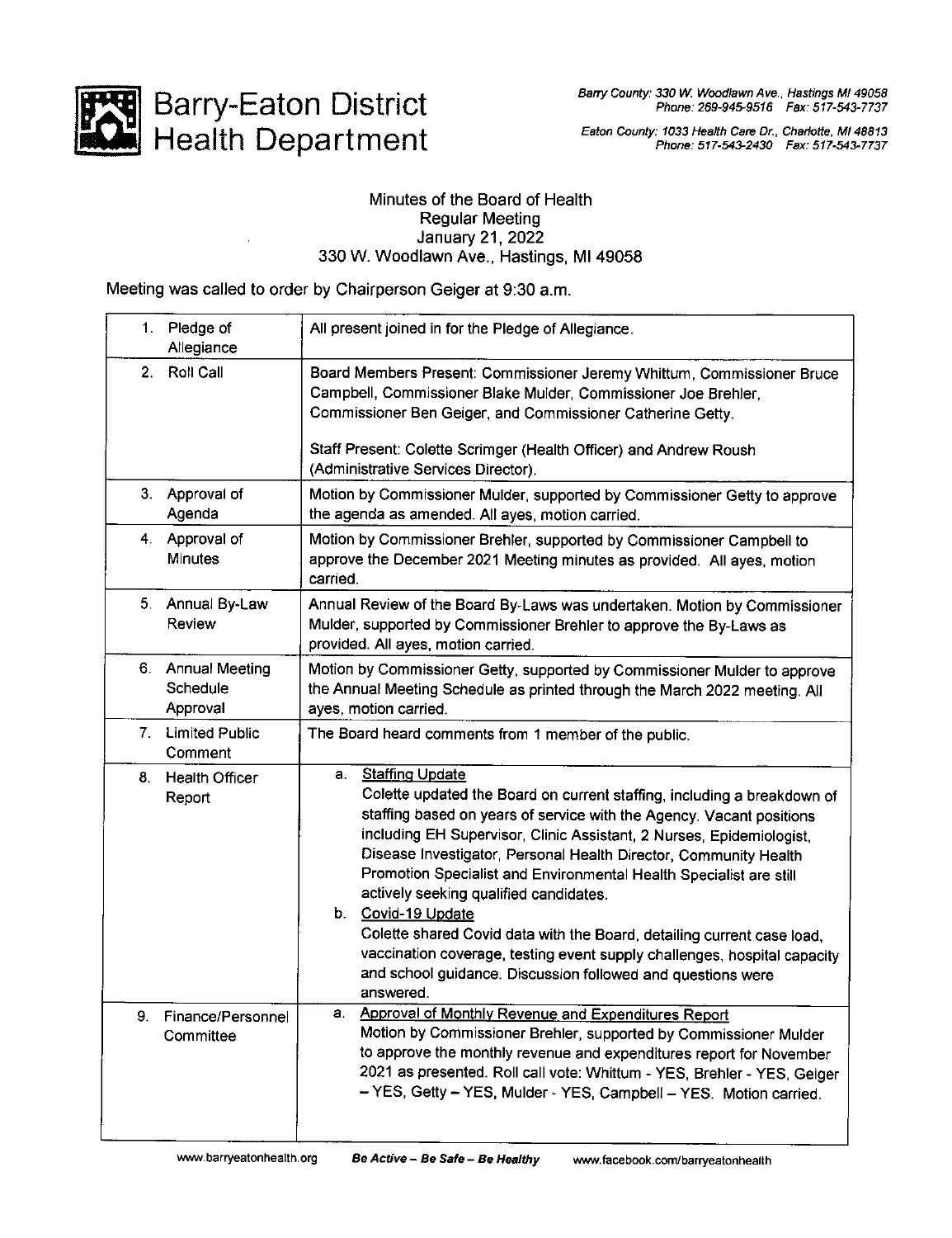# Barry-Eaton District Health Department

*Barry County: 330 W. Woodlawn Ave., Hastings MI 49058*
*Phone: 269-945-9516 Fax: 517-543-7737*

*Eaton County: 1033 Health Care Dr., Charlotte, MI 48813*
*Phone: 517-543-2430 Fax: 517-543-7737*

## Minutes of the Board of Health
### Regular Meeting
### January 21, 2022
### 330 W. Woodlawn Ave., Hastings, MI 49058

Meeting was called to order by Chairperson Geiger at 9:30 a.m.

| | |
|---|---|
| 1. Pledge of Allegiance | All present joined in for the Pledge of Allegiance. |
| 2. Roll Call | Board Members Present: Commissioner Jeremy Whittum, Commissioner Bruce Campbell, Commissioner Blake Mulder, Commissioner Joe Brehler, Commissioner Ben Geiger, and Commissioner Catherine Getty.<br><br>Staff Present: Colette Scrimger (Health Officer) and Andrew Roush (Administrative Services Director). |
| 3. Approval of Agenda | Motion by Commissioner Mulder, supported by Commissioner Getty to approve the agenda as amended. All ayes, motion carried. |
| 4. Approval of Minutes | Motion by Commissioner Brehler, supported by Commissioner Campbell to approve the December 2021 Meeting minutes as provided. All ayes, motion carried. |
| 5. Annual By-Law Review | Annual Review of the Board By-Laws was undertaken. Motion by Commissioner Mulder, supported by Commissioner Brehler to approve the By-Laws as provided. All ayes, motion carried. |
| 6. Annual Meeting Schedule Approval | Motion by Commissioner Getty, supported by Commissioner Mulder to approve the Annual Meeting Schedule as printed through the March 2022 meeting. All ayes, motion carried. |
| 7. Limited Public Comment | The Board heard comments from 1 member of the public. |
| 8. Health Officer Report | a. <u>Staffing Update</u><br>Colette updated the Board on current staffing, including a breakdown of staffing based on years of service with the Agency. Vacant positions including EH Supervisor, Clinic Assistant, 2 Nurses, Epidemiologist, Disease Investigator, Personal Health Director, Community Health Promotion Specialist and Environmental Health Specialist are still actively seeking qualified candidates.<br>b. <u>Covid-19 Update</u><br>Colette shared Covid data with the Board, detailing current case load, vaccination coverage, testing event supply challenges, hospital capacity and school guidance. Discussion followed and questions were answered. |
| 9. Finance/Personnel Committee | a. <u>Approval of Monthly Revenue and Expenditures Report</u><br>Motion by Commissioner Brehler, supported by Commissioner Mulder to approve the monthly revenue and expenditures report for November 2021 as presented. Roll call vote: Whittum - YES, Brehler - YES, Geiger – YES, Getty – YES, Mulder - YES, Campbell – YES. Motion carried. |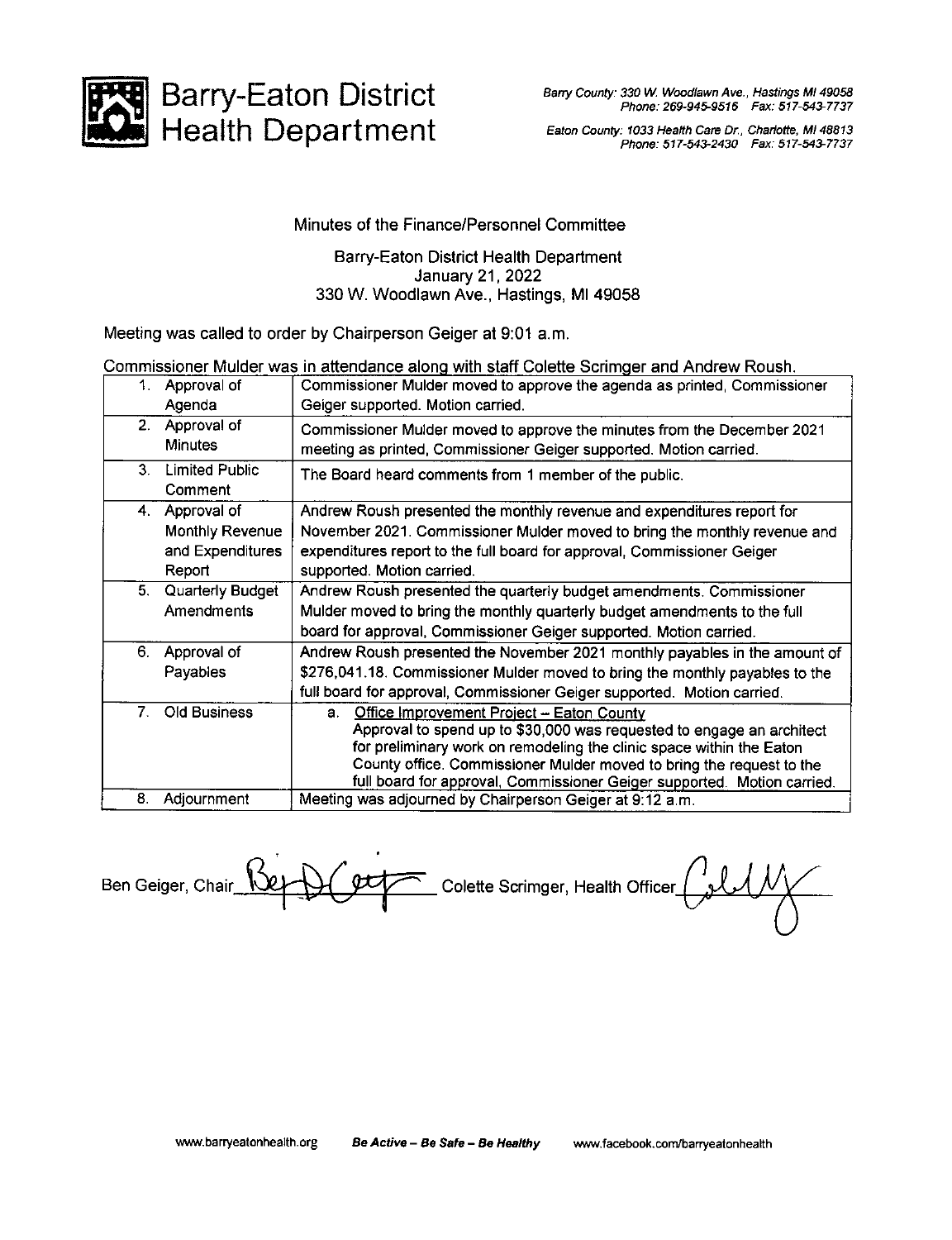# Barry-Eaton District Health Department

*Barry County: 330 W. Woodlawn Ave., Hastings MI 49058*
*Phone: 269-945-9516 Fax: 517-543-7737*

*Eaton County: 1033 Health Care Dr., Charlotte, MI 48813*
*Phone: 517-543-2430 Fax: 517-543-7737*

Minutes of the Finance/Personnel Committee

Barry-Eaton District Health Department
January 21, 2022
330 W. Woodlawn Ave., Hastings, MI 49058

Meeting was called to order by Chairperson Geiger at 9:01 a.m.

Commissioner Mulder was in attendance along with staff Colette Scrimger and Andrew Roush.

| | |
|---|---|
| 1. Approval of Agenda | Commissioner Mulder moved to approve the agenda as printed, Commissioner Geiger supported. Motion carried. |
| 2. Approval of Minutes | Commissioner Mulder moved to approve the minutes from the December 2021 meeting as printed, Commissioner Geiger supported. Motion carried. |
| 3. Limited Public Comment | The Board heard comments from 1 member of the public. |
| 4. Approval of Monthly Revenue and Expenditures Report | Andrew Roush presented the monthly revenue and expenditures report for November 2021. Commissioner Mulder moved to bring the monthly revenue and expenditures report to the full board for approval, Commissioner Geiger supported. Motion carried. |
| 5. Quarterly Budget Amendments | Andrew Roush presented the quarterly budget amendments. Commissioner Mulder moved to bring the monthly quarterly budget amendments to the full board for approval, Commissioner Geiger supported. Motion carried. |
| 6. Approval of Payables | Andrew Roush presented the November 2021 monthly payables in the amount of $276,041.18. Commissioner Mulder moved to bring the monthly payables to the full board for approval, Commissioner Geiger supported. Motion carried. |
| 7. Old Business | a. Office Improvement Project – Eaton County<br>Approval to spend up to $30,000 was requested to engage an architect for preliminary work on remodeling the clinic space within the Eaton County office. Commissioner Mulder moved to bring the request to the full board for approval, Commissioner Geiger supported. Motion carried. |
| 8. Adjournment | Meeting was adjourned by Chairperson Geiger at 9:12 a.m. |

Ben Geiger, Chair ____________ Colette Scrimger, Health Officer ____________

www.barryeatonhealth.org *Be Active – Be Safe – Be Healthy* www.facebook.com/barryeatonhealth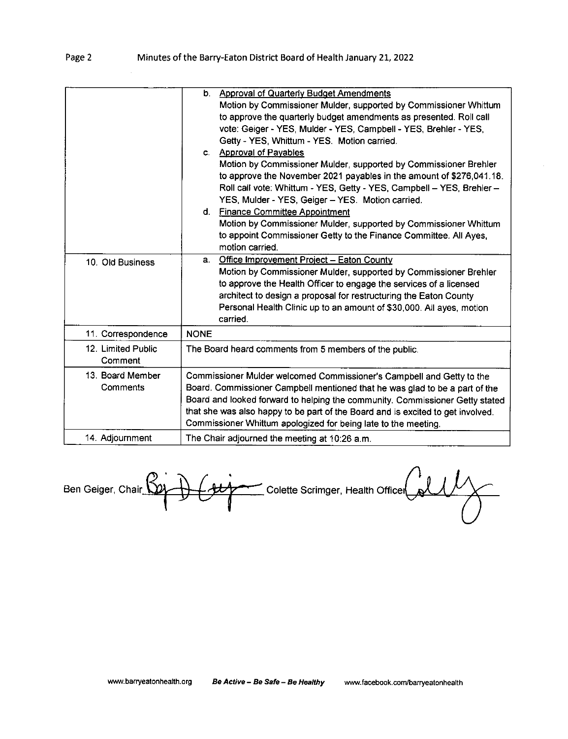| | |
|---|---|
| | b. Approval of Quarterly Budget Amendments<br>Motion by Commissioner Mulder, supported by Commissioner Whittum to approve the quarterly budget amendments as presented. Roll call vote: Geiger - YES, Mulder - YES, Campbell - YES, Brehler - YES, Getty - YES, Whittum - YES. Motion carried.<br>c. Approval of Payables<br>Motion by Commissioner Mulder, supported by Commissioner Brehler to approve the November 2021 payables in the amount of $276,041.18. Roll call vote: Whittum - YES, Getty - YES, Campbell – YES, Brehler – YES, Mulder - YES, Geiger – YES. Motion carried.<br>d. Finance Committee Appointment<br>Motion by Commissioner Mulder, supported by Commissioner Whittum to appoint Commissioner Getty to the Finance Committee. All Ayes, motion carried. |
| 10. Old Business | a. Office Improvement Project – Eaton County<br>Motion by Commissioner Mulder, supported by Commissioner Brehler to approve the Health Officer to engage the services of a licensed architect to design a proposal for restructuring the Eaton County Personal Health Clinic up to an amount of $30,000. All ayes, motion carried. |
| 11. Correspondence | NONE |
| 12. Limited Public Comment | The Board heard comments from 5 members of the public. |
| 13. Board Member Comments | Commissioner Mulder welcomed Commissioner's Campbell and Getty to the Board. Commissioner Campbell mentioned that he was glad to be a part of the Board and looked forward to helping the community. Commissioner Getty stated that she was also happy to be part of the Board and is excited to get involved. Commissioner Whittum apologized for being late to the meeting. |
| 14. Adjournment | The Chair adjourned the meeting at 10:26 a.m. |

Ben Geiger, Chair ____________ Colette Scrimger, Health Officer ____________